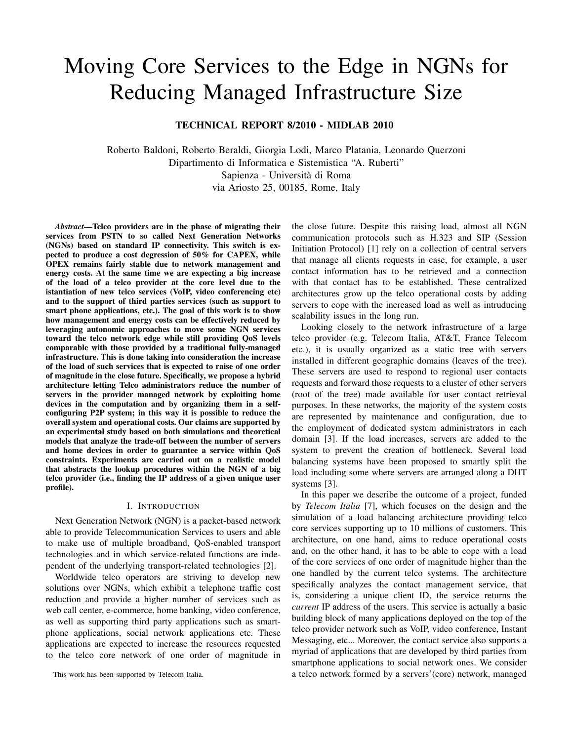# Moving Core Services to the Edge in NGNs for Reducing Managed Infrastructure Size

**TECHNICAL REPORT 8/2010 - MIDLAB 2010**

Roberto Baldoni, Roberto Beraldi, Giorgia Lodi, Marco Platania, Leonardo Querzoni
Dipartimento di Informatica e Sistemistica "A. Ruberti"
Sapienza - Università di Roma
via Ariosto 25, 00185, Rome, Italy

***Abstract*—Telco providers are in the phase of migrating their services from PSTN to so called Next Generation Networks (NGNs) based on standard IP connectivity. This switch is expected to produce a cost degression of 50% for CAPEX, while OPEX remains fairly stable due to network management and energy costs. At the same time we are expecting a big increase of the load of a telco provider at the core level due to the istantiation of new telco services (VoIP, video conferencing etc) and to the support of third parties services (such as support to smart phone applications, etc.). The goal of this work is to show how management and energy costs can be effectively reduced by leveraging autonomic approaches to move some NGN services toward the telco network edge while still providing QoS levels comparable with those provided by a traditional fully-managed infrastructure. This is done taking into consideration the increase of the load of such services that is expected to raise of one order of magnitude in the close future. Specifically, we propose a hybrid architecture letting Telco administrators reduce the number of servers in the provider managed network by exploiting home devices in the computation and by organizing them in a self-configuring P2P system; in this way it is possible to reduce the overall system and operational costs. Our claims are supported by an experimental study based on both simulations and theoretical models that analyze the trade-off between the number of servers and home devices in order to guarantee a service within QoS constraints. Experiments are carried out on a realistic model that abstracts the lookup procedures within the NGN of a big telco provider (i.e., finding the IP address of a given unique user profile).**

## I. Introduction

Next Generation Network (NGN) is a packet-based network able to provide Telecommunication Services to users and able to make use of multiple broadband, QoS-enabled transport technologies and in which service-related functions are independent of the underlying transport-related technologies [2].

Worldwide telco operators are striving to develop new solutions over NGNs, which exhibit a telephone traffic cost reduction and provide a higher number of services such as web call center, e-commerce, home banking, video conference, as well as supporting third party applications such as smartphone applications, social network applications etc. These applications are expected to increase the resources requested to the telco core network of one order of magnitude in the close future. Despite this raising load, almost all NGN communication protocols such as H.323 and SIP (Session Initiation Protocol) [1] rely on a collection of central servers that manage all clients requests in case, for example, a user contact information has to be retrieved and a connection with that contact has to be established. These centralized architectures grow up the telco operational costs by adding servers to cope with the increased load as well as intruducing scalability issues in the long run.

Looking closely to the network infrastructure of a large telco provider (e.g. Telecom Italia, AT&T, France Telecom etc.), it is usually organized as a static tree with servers installed in different geographic domains (leaves of the tree). These servers are used to respond to regional user contacts requests and forward those requests to a cluster of other servers (root of the tree) made available for user contact retrieval purposes. In these networks, the majority of the system costs are represented by maintenance and configuration, due to the employment of dedicated system administrators in each domain [3]. If the load increases, servers are added to the system to prevent the creation of bottleneck. Several load balancing systems have been proposed to smartly split the load including some where servers are arranged along a DHT systems [3].

In this paper we describe the outcome of a project, funded by *Telecom Italia* [7], which focuses on the design and the simulation of a load balancing architecture providing telco core services supporting up to 10 millions of customers. This architecture, on one hand, aims to reduce operational costs and, on the other hand, it has to be able to cope with a load of the core services of one order of magnitude higher than the one handled by the current telco systems. The architecture specifically analyzes the contact management service, that is, considering a unique client ID, the service returns the *current* IP address of the users. This service is actually a basic building block of many applications deployed on the top of the telco provider network such as VoIP, video conference, Instant Messaging, etc... Moreover, the contact service also supports a myriad of applications that are developed by third parties from smartphone applications to social network ones. We consider a telco network formed by a servers'(core) network, managed

This work has been supported by Telecom Italia.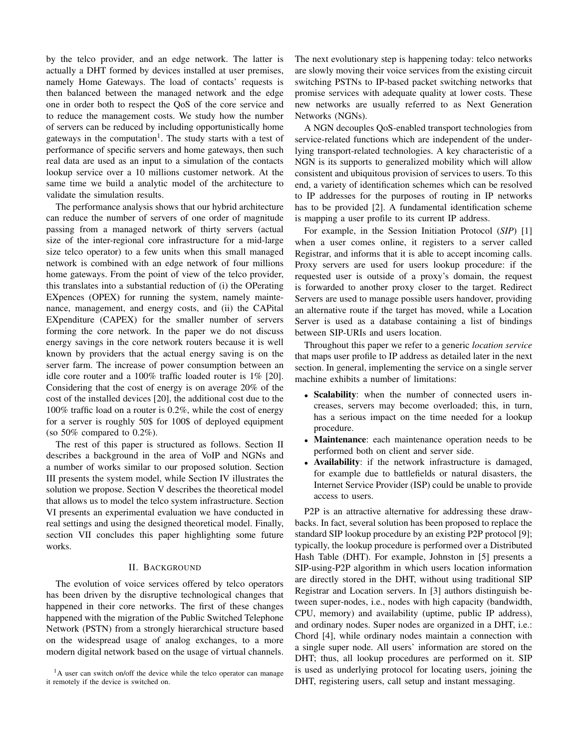by the telco provider, and an edge network. The latter is actually a DHT formed by devices installed at user premises, namely Home Gateways. The load of contacts' requests is then balanced between the managed network and the edge one in order both to respect the QoS of the core service and to reduce the management costs. We study how the number of servers can be reduced by including opportunistically home gateways in the computation[1]. The study starts with a test of performance of specific servers and home gateways, then such real data are used as an input to a simulation of the contacts lookup service over a 10 millions customer network. At the same time we build a analytic model of the architecture to validate the simulation results.

The performance analysis shows that our hybrid architecture can reduce the number of servers of one order of magnitude passing from a managed network of thirty servers (actual size of the inter-regional core infrastructure for a mid-large size telco operator) to a few units when this small managed network is combined with an edge network of four millions home gateways. From the point of view of the telco provider, this translates into a substantial reduction of (i) the OPerating EXpences (OPEX) for running the system, namely maintenance, management, and energy costs, and (ii) the CAPital EXpenditure (CAPEX) for the smaller number of servers forming the core network. In the paper we do not discuss energy savings in the core network routers because it is well known by providers that the actual energy saving is on the server farm. The increase of power consumption between an idle core router and a 100% traffic loaded router is 1% [20]. Considering that the cost of energy is on average 20% of the cost of the installed devices [20], the additional cost due to the 100% traffic load on a router is 0.2%, while the cost of energy for a server is roughly 50$ for 100$ of deployed equipment (so 50% compared to 0.2%).

The rest of this paper is structured as follows. Section II describes a background in the area of VoIP and NGNs and a number of works similar to our proposed solution. Section III presents the system model, while Section IV illustrates the solution we propose. Section V describes the theoretical model that allows us to model the telco system infrastructure. Section VI presents an experimental evaluation we have conducted in real settings and using the designed theoretical model. Finally, section VII concludes this paper highlighting some future works.

## II. Background

The evolution of voice services offered by telco operators has been driven by the disruptive technological changes that happened in their core networks. The first of these changes happened with the migration of the Public Switched Telephone Network (PSTN) from a strongly hierarchical structure based on the widespread usage of analog exchanges, to a more modern digital network based on the usage of virtual channels. The next evolutionary step is happening today: telco networks are slowly moving their voice services from the existing circuit switching PSTNs to IP-based packet switching networks that promise services with adequate quality at lower costs. These new networks are usually referred to as Next Generation Networks (NGNs).

A NGN decouples QoS-enabled transport technologies from service-related functions which are independent of the underlying transport-related technologies. A key characteristic of a NGN is its supports to generalized mobility which will allow consistent and ubiquitous provision of services to users. To this end, a variety of identification schemes which can be resolved to IP addresses for the purposes of routing in IP networks has to be provided [2]. A fundamental identification scheme is mapping a user profile to its current IP address.

For example, in the Session Initiation Protocol (*SIP*) [1] when a user comes online, it registers to a server called Registrar, and informs that it is able to accept incoming calls. Proxy servers are used for users lookup procedure: if the requested user is outside of a proxy's domain, the request is forwarded to another proxy closer to the target. Redirect Servers are used to manage possible users handover, providing an alternative route if the target has moved, while a Location Server is used as a database containing a list of bindings between SIP-URIs and users location.

Throughout this paper we refer to a generic *location service* that maps user profile to IP address as detailed later in the next section. In general, implementing the service on a single server machine exhibits a number of limitations:

- **Scalability**: when the number of connected users increases, servers may become overloaded; this, in turn, has a serious impact on the time needed for a lookup procedure.
- **Maintenance**: each maintenance operation needs to be performed both on client and server side.
- **Availability**: if the network infrastructure is damaged, for example due to battlefields or natural disasters, the Internet Service Provider (ISP) could be unable to provide access to users.

P2P is an attractive alternative for addressing these drawbacks. In fact, several solution has been proposed to replace the standard SIP lookup procedure by an existing P2P protocol [9]; typically, the lookup procedure is performed over a Distributed Hash Table (DHT). For example, Johnston in [5] presents a SIP-using-P2P algorithm in which users location information are directly stored in the DHT, without using traditional SIP Registrar and Location servers. In [3] authors distinguish between super-nodes, i.e., nodes with high capacity (bandwidth, CPU, memory) and availability (uptime, public IP address), and ordinary nodes. Super nodes are organized in a DHT, i.e.: Chord [4], while ordinary nodes maintain a connection with a single super node. All users' information are stored on the DHT; thus, all lookup procedures are performed on it. SIP is used as underlying protocol for locating users, joining the DHT, registering users, call setup and instant messaging.

[1] A user can switch on/off the device while the telco operator can manage it remotely if the device is switched on.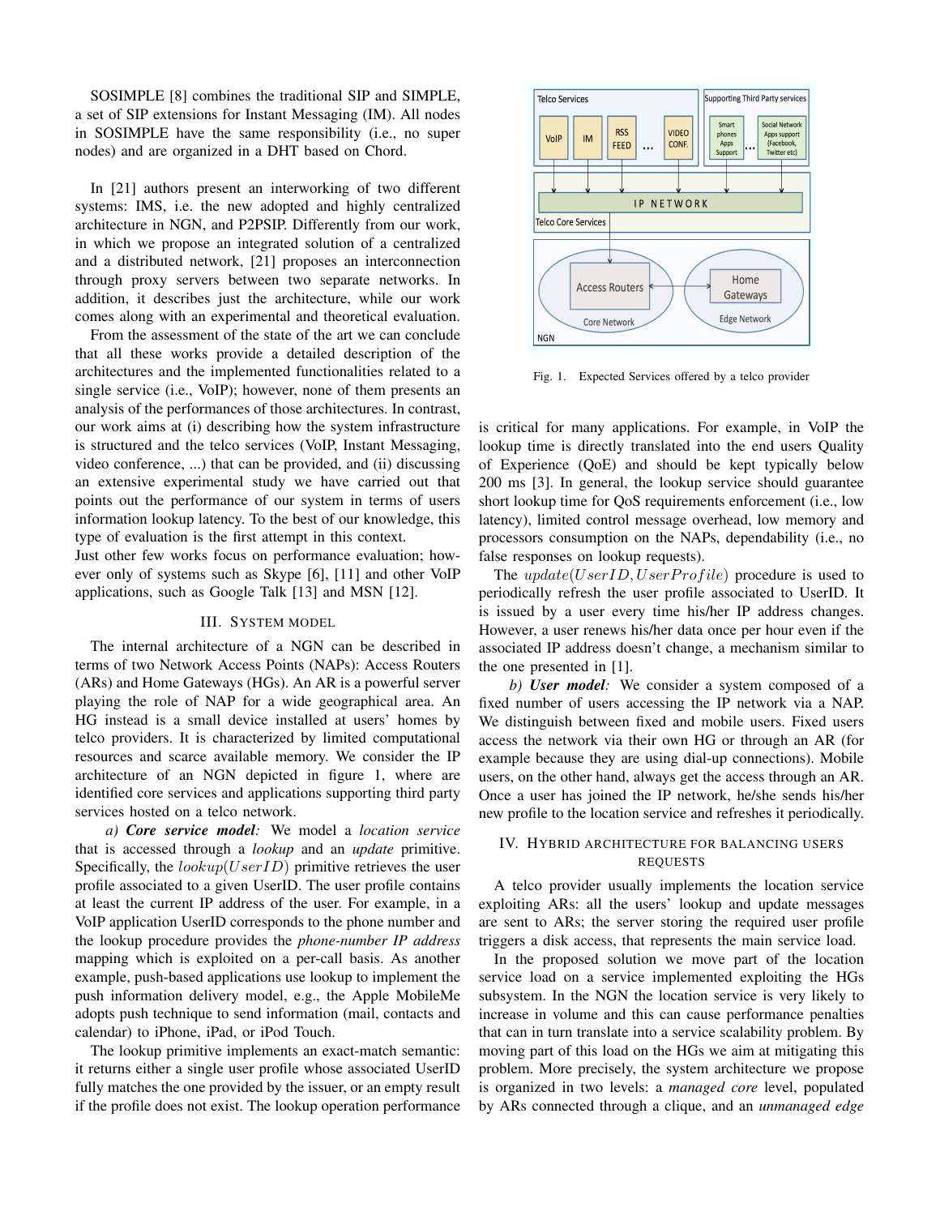SOSIMPLE [8] combines the traditional SIP and SIMPLE, a set of SIP extensions for Instant Messaging (IM). All nodes in SOSIMPLE have the same responsibility (i.e., no super nodes) and are organized in a DHT based on Chord.

In [21] authors present an interworking of two different systems: IMS, i.e. the new adopted and highly centralized architecture in NGN, and P2PSIP. Differently from our work, in which we propose an integrated solution of a centralized and a distributed network, [21] proposes an interconnection through proxy servers between two separate networks. In addition, it describes just the architecture, while our work comes along with an experimental and theoretical evaluation.

From the assessment of the state of the art we can conclude that all these works provide a detailed description of the architectures and the implemented functionalities related to a single service (i.e., VoIP); however, none of them presents an analysis of the performances of those architectures. In contrast, our work aims at (i) describing how the system infrastructure is structured and the telco services (VoIP, Instant Messaging, video conference, ...) that can be provided, and (ii) discussing an extensive experimental study we have carried out that points out the performance of our system in terms of users information lookup latency. To the best of our knowledge, this type of evaluation is the first attempt in this context.

Just other few works focus on performance evaluation; however only of systems such as Skype [6], [11] and other VoIP applications, such as Google Talk [13] and MSN [12].

## III. System Model

The internal architecture of a NGN can be described in terms of two Network Access Points (NAPs): Access Routers (ARs) and Home Gateways (HGs). An AR is a powerful server playing the role of NAP for a wide geographical area. An HG instead is a small device installed at users' homes by telco providers. It is characterized by limited computational resources and scarce available memory. We consider the IP architecture of an NGN depicted in figure 1, where are identified core services and applications supporting third party services hosted on a telco network.

Fig. 1. Expected Services offered by a telco provider

*a) **Core service model**:* We model a *location service* that is accessed through a *lookup* and an *update* primitive. Specifically, the $lookup(UserID)$ primitive retrieves the user profile associated to a given UserID. The user profile contains at least the current IP address of the user. For example, in a VoIP application UserID corresponds to the phone number and the lookup procedure provides the *phone-number IP address* mapping which is exploited on a per-call basis. As another example, push-based applications use lookup to implement the push information delivery model, e.g., the Apple MobileMe adopts push technique to send information (mail, contacts and calendar) to iPhone, iPad, or iPod Touch.

The lookup primitive implements an exact-match semantic: it returns either a single user profile whose associated UserID fully matches the one provided by the issuer, or an empty result if the profile does not exist. The lookup operation performance is critical for many applications. For example, in VoIP the lookup time is directly translated into the end users Quality of Experience (QoE) and should be kept typically below 200 ms [3]. In general, the lookup service should guarantee short lookup time for QoS requirements enforcement (i.e., low latency), limited control message overhead, low memory and processors consumption on the NAPs, dependability (i.e., no false responses on lookup requests).

The $update(UserID, UserProfile)$ procedure is used to periodically refresh the user profile associated to UserID. It is issued by a user every time his/her IP address changes. However, a user renews his/her data once per hour even if the associated IP address doesn't change, a mechanism similar to the one presented in [1].

*b) **User model**:* We consider a system composed of a fixed number of users accessing the IP network via a NAP. We distinguish between fixed and mobile users. Fixed users access the network via their own HG or through an AR (for example because they are using dial-up connections). Mobile users, on the other hand, always get the access through an AR. Once a user has joined the IP network, he/she sends his/her new profile to the location service and refreshes it periodically.

## IV. Hybrid Architecture for Balancing Users Requests

A telco provider usually implements the location service exploiting ARs: all the users' lookup and update messages are sent to ARs; the server storing the required user profile triggers a disk access, that represents the main service load.

In the proposed solution we move part of the location service load on a service implemented exploiting the HGs subsystem. In the NGN the location service is very likely to increase in volume and this can cause performance penalties that can in turn translate into a service scalability problem. By moving part of this load on the HGs we aim at mitigating this problem. More precisely, the system architecture we propose is organized in two levels: a *managed core* level, populated by ARs connected through a clique, and an *unmanaged edge*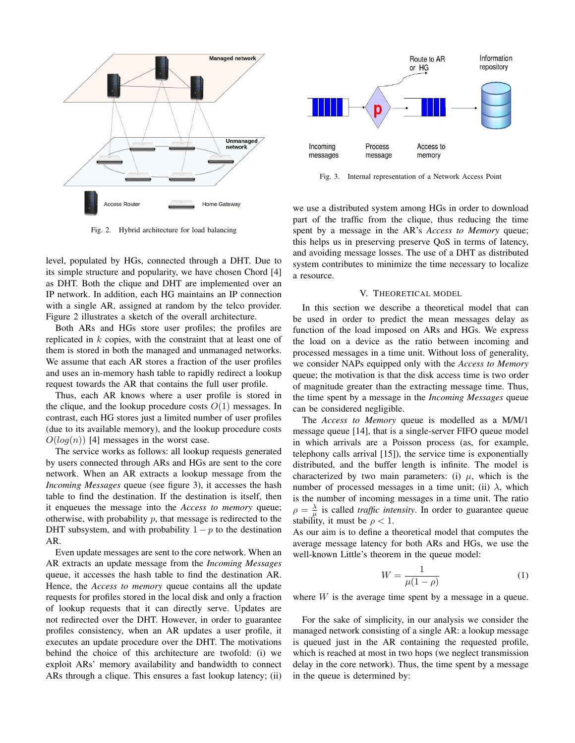Fig. 2. Hybrid architecture for load balancing

Fig. 3. Internal representation of a Network Access Point

level, populated by HGs, connected through a DHT. Due to its simple structure and popularity, we have chosen Chord [4] as DHT. Both the clique and DHT are implemented over an IP network. In addition, each HG maintains an IP connection with a single AR, assigned at random by the telco provider. Figure 2 illustrates a sketch of the overall architecture.

Both ARs and HGs store user profiles; the profiles are replicated in $k$ copies, with the constraint that at least one of them is stored in both the managed and unmanaged networks. We assume that each AR stores a fraction of the user profiles and uses an in-memory hash table to rapidly redirect a lookup request towards the AR that contains the full user profile.

Thus, each AR knows where a user profile is stored in the clique, and the lookup procedure costs $O(1)$ messages. In contrast, each HG stores just a limited number of user profiles (due to its available memory), and the lookup procedure costs $O(log(n))$ [4] messages in the worst case.

The service works as follows: all lookup requests generated by users connected through ARs and HGs are sent to the core network. When an AR extracts a lookup message from the *Incoming Messages* queue (see figure 3), it accesses the hash table to find the destination. If the destination is itself, then it enqueues the message into the *Access to memory* queue; otherwise, with probability $p$, that message is redirected to the DHT subsystem, and with probability $1 - p$ to the destination AR.

Even update messages are sent to the core network. When an AR extracts an update message from the *Incoming Messages* queue, it accesses the hash table to find the destination AR. Hence, the *Access to memory* queue contains all the update requests for profiles stored in the local disk and only a fraction of lookup requests that it can directly serve. Updates are not redirected over the DHT. However, in order to guarantee profiles consistency, when an AR updates a user profile, it executes an update procedure over the DHT. The motivations behind the choice of this architecture are twofold: (i) we exploit ARs' memory availability and bandwidth to connect ARs through a clique. This ensures a fast lookup latency; (ii) we use a distributed system among HGs in order to download part of the traffic from the clique, thus reducing the time spent by a message in the AR's *Access to Memory* queue; this helps us in preserving preserve QoS in terms of latency, and avoiding message losses. The use of a DHT as distributed system contributes to minimize the time necessary to localize a resource.

## V. Theoretical Model

In this section we describe a theoretical model that can be used in order to predict the mean messages delay as function of the load imposed on ARs and HGs. We express the load on a device as the ratio between incoming and processed messages in a time unit. Without loss of generality, we consider NAPs equipped only with the *Access to Memory* queue; the motivation is that the disk access time is two order of magnitude greater than the extracting message time. Thus, the time spent by a message in the *Incoming Messages* queue can be considered negligible.

The *Access to Memory* queue is modelled as a M/M/1 message queue [14], that is a single-server FIFO queue model in which arrivals are a Poisson process (as, for example, telephony calls arrival [15]), the service time is exponentially distributed, and the buffer length is infinite. The model is characterized by two main parameters: (i) $\mu$, which is the number of processed messages in a time unit; (ii) $\lambda$, which is the number of incoming messages in a time unit. The ratio $\rho = \frac{\lambda}{\mu}$ is called *traffic intensity*. In order to guarantee queue stability, it must be $\rho < 1$.

As our aim is to define a theoretical model that computes the average message latency for both ARs and HGs, we use the well-known Little's theorem in the queue model:

$$W = \frac{1}{\mu(1 - \rho)} \tag{1}$$

where $W$ is the average time spent by a message in a queue.

For the sake of simplicity, in our analysis we consider the managed network consisting of a single AR: a lookup message is queued just in the AR containing the requested profile, which is reached at most in two hops (we neglect transmission delay in the core network). Thus, the time spent by a message in the queue is determined by: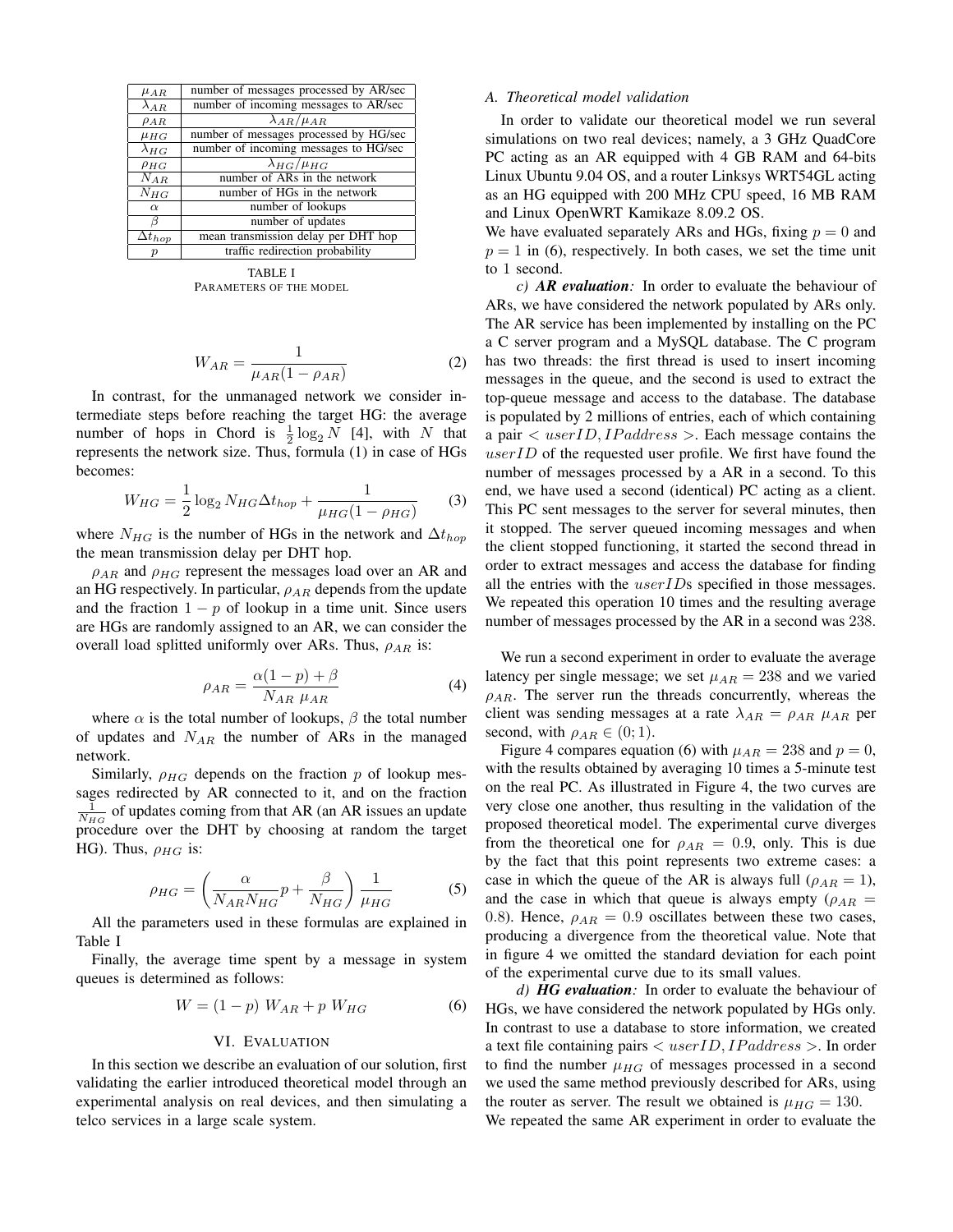| | |
|---|---|
| $\mu_{AR}$ | number of messages processed by AR/sec |
| $\lambda_{AR}$ | number of incoming messages to AR/sec |
| $\rho_{AR}$ | $\lambda_{AR}/\mu_{AR}$ |
| $\mu_{HG}$ | number of messages processed by HG/sec |
| $\lambda_{HG}$ | number of incoming messages to HG/sec |
| $\rho_{HG}$ | $\lambda_{HG}/\mu_{HG}$ |
| $N_{AR}$ | number of ARs in the network |
| $N_{HG}$ | number of HGs in the network |
| $\alpha$ | number of lookups |
| $\beta$ | number of updates |
| $\Delta t_{hop}$ | mean transmission delay per DHT hop |
| $p$ | traffic redirection probability |

TABLE I
PARAMETERS OF THE MODEL

$$W_{AR} = \frac{1}{\mu_{AR}(1 - \rho_{AR})} \tag{2}$$

In contrast, for the unmanaged network we consider intermediate steps before reaching the target HG: the average number of hops in Chord is $\frac{1}{2}\log_2 N$ [4], with $N$ that represents the network size. Thus, formula (1) in case of HGs becomes:

$$W_{HG} = \frac{1}{2}\log_2 N_{HG}\Delta t_{hop} + \frac{1}{\mu_{HG}(1 - \rho_{HG})} \tag{3}$$

where $N_{HG}$ is the number of HGs in the network and $\Delta t_{hop}$ the mean transmission delay per DHT hop.

$\rho_{AR}$ and $\rho_{HG}$ represent the messages load over an AR and an HG respectively. In particular, $\rho_{AR}$ depends from the update and the fraction $1 - p$ of lookup in a time unit. Since users are HGs are randomly assigned to an AR, we can consider the overall load splitted uniformly over ARs. Thus, $\rho_{AR}$ is:

$$\rho_{AR} = \frac{\alpha(1-p) + \beta}{N_{AR}\ \mu_{AR}} \tag{4}$$

where $\alpha$ is the total number of lookups, $\beta$ the total number of updates and $N_{AR}$ the number of ARs in the managed network.

Similarly, $\rho_{HG}$ depends on the fraction $p$ of lookup messages redirected by AR connected to it, and on the fraction $\frac{1}{N_{HG}}$ of updates coming from that AR (an AR issues an update procedure over the DHT by choosing at random the target HG). Thus, $\rho_{HG}$ is:

$$\rho_{HG} = \left(\frac{\alpha}{N_{AR}N_{HG}}p + \frac{\beta}{N_{HG}}\right)\frac{1}{\mu_{HG}} \tag{5}$$

All the parameters used in these formulas are explained in Table I

Finally, the average time spent by a message in system queues is determined as follows:

$$W = (1 - p)\ W_{AR} + p\ W_{HG} \tag{6}$$

## VI. EVALUATION

In this section we describe an evaluation of our solution, first validating the earlier introduced theoretical model through an experimental analysis on real devices, and then simulating a telco services in a large scale system.

### A. Theoretical model validation

In order to validate our theoretical model we run several simulations on two real devices; namely, a 3 GHz QuadCore PC acting as an AR equipped with 4 GB RAM and 64-bits Linux Ubuntu 9.04 OS, and a router Linksys WRT54GL acting as an HG equipped with 200 MHz CPU speed, 16 MB RAM and Linux OpenWRT Kamikaze 8.09.2 OS.
We have evaluated separately ARs and HGs, fixing $p = 0$ and $p = 1$ in (6), respectively. In both cases, we set the time unit to 1 second.

*c)* ***AR evaluation****:* In order to evaluate the behaviour of ARs, we have considered the network populated by ARs only. The AR service has been implemented by installing on the PC a C server program and a MySQL database. The C program has two threads: the first thread is used to insert incoming messages in the queue, and the second is used to extract the top-queue message and access to the database. The database is populated by 2 millions of entries, each of which containing a pair $< userID, IPaddress >$. Each message contains the $userID$ of the requested user profile. We first have found the number of messages processed by a AR in a second. To this end, we have used a second (identical) PC acting as a client. This PC sent messages to the server for several minutes, then it stopped. The server queued incoming messages and when the client stopped functioning, it started the second thread in order to extract messages and access the database for finding all the entries with the $userID$s specified in those messages. We repeated this operation 10 times and the resulting average number of messages processed by the AR in a second was 238.

We run a second experiment in order to evaluate the average latency per single message; we set $\mu_{AR} = 238$ and we varied $\rho_{AR}$. The server run the threads concurrently, whereas the client was sending messages at a rate $\lambda_{AR} = \rho_{AR}\ \mu_{AR}$ per second, with $\rho_{AR} \in (0;1)$.

Figure 4 compares equation (6) with $\mu_{AR} = 238$ and $p = 0$, with the results obtained by averaging 10 times a 5-minute test on the real PC. As illustrated in Figure 4, the two curves are very close one another, thus resulting in the validation of the proposed theoretical model. The experimental curve diverges from the theoretical one for $\rho_{AR} = 0.9$, only. This is due by the fact that this point represents two extreme cases: a case in which the queue of the AR is always full ($\rho_{AR} = 1$), and the case in which that queue is always empty ($\rho_{AR} = 0.8$). Hence, $\rho_{AR} = 0.9$ oscillates between these two cases, producing a divergence from the theoretical value. Note that in figure 4 we omitted the standard deviation for each point of the experimental curve due to its small values.

*d)* ***HG evaluation****:* In order to evaluate the behaviour of HGs, we have considered the network populated by HGs only. In contrast to use a database to store information, we created a text file containing pairs $< userID, IPaddress >$. In order to find the number $\mu_{HG}$ of messages processed in a second we used the same method previously described for ARs, using the router as server. The result we obtained is $\mu_{HG} = 130$.
We repeated the same AR experiment in order to evaluate the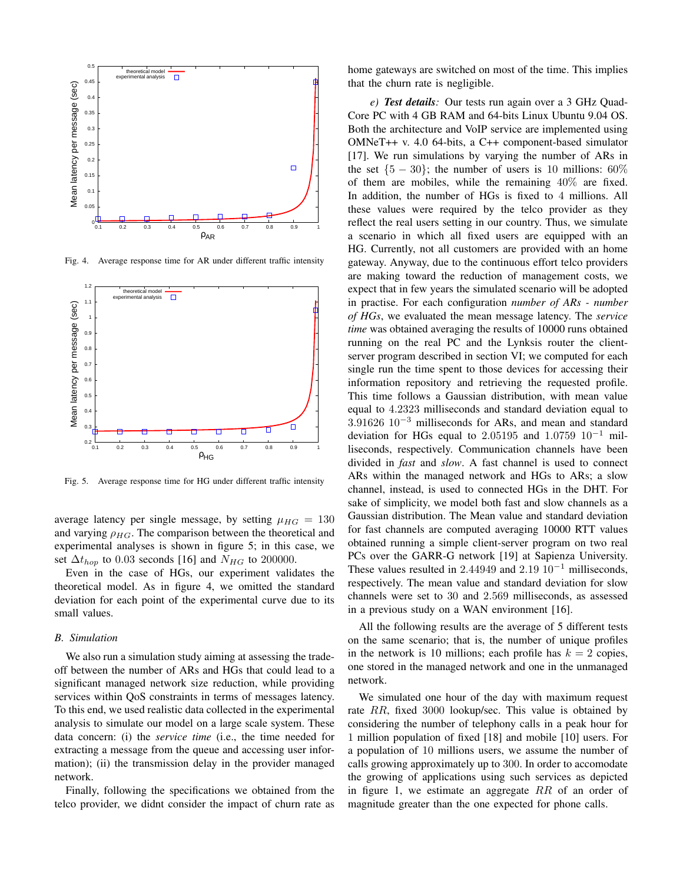Fig. 4. Average response time for AR under different traffic intensity

Fig. 5. Average response time for HG under different traffic intensity

average latency per single message, by setting $\mu_{HG} = 130$ and varying $\rho_{HG}$. The comparison between the theoretical and experimental analyses is shown in figure 5; in this case, we set $\Delta t_{hop}$ to 0.03 seconds [16] and $N_{HG}$ to 200000.

Even in the case of HGs, our experiment validates the theoretical model. As in figure 4, we omitted the standard deviation for each point of the experimental curve due to its small values.

### B. Simulation

We also run a simulation study aiming at assessing the trade-off between the number of ARs and HGs that could lead to a significant managed network size reduction, while providing services within QoS constraints in terms of messages latency. To this end, we used realistic data collected in the experimental analysis to simulate our model on a large scale system. These data concern: (i) the *service time* (i.e., the time needed for extracting a message from the queue and accessing user information); (ii) the transmission delay in the provider managed network.

Finally, following the specifications we obtained from the telco provider, we didnt consider the impact of churn rate as home gateways are switched on most of the time. This implies that the churn rate is negligible.

*e) **Test details**:* Our tests run again over a 3 GHz Quad-Core PC with 4 GB RAM and 64-bits Linux Ubuntu 9.04 OS. Both the architecture and VoIP service are implemented using OMNeT++ v. 4.0 64-bits, a C++ component-based simulator [17]. We run simulations by varying the number of ARs in the set $\{5-30\}$; the number of users is 10 millions: 60% of them are mobiles, while the remaining 40% are fixed. In addition, the number of HGs is fixed to 4 millions. All these values were required by the telco provider as they reflect the real users setting in our country. Thus, we simulate a scenario in which all fixed users are equipped with an HG. Currently, not all customers are provided with an home gateway. Anyway, due to the continuous effort telco providers are making toward the reduction of management costs, we expect that in few years the simulated scenario will be adopted in practise. For each configuration *number of ARs - number of HGs*, we evaluated the mean message latency. The *service time* was obtained averaging the results of 10000 runs obtained running on the real PC and the Lynksis router the client-server program described in section VI; we computed for each single run the time spent to those devices for accessing their information repository and retrieving the requested profile. This time follows a Gaussian distribution, with mean value equal to 4.2323 milliseconds and standard deviation equal to 3.91626 $10^{-3}$ milliseconds for ARs, and mean and standard deviation for HGs equal to 2.05195 and 1.0759 $10^{-1}$ milliseconds, respectively. Communication channels have been divided in *fast* and *slow*. A fast channel is used to connect ARs within the managed network and HGs to ARs; a slow channel, instead, is used to connected HGs in the DHT. For sake of simplicity, we model both fast and slow channels as a Gaussian distribution. The Mean value and standard deviation for fast channels are computed averaging 10000 RTT values obtained running a simple client-server program on two real PCs over the GARR-G network [19] at Sapienza University. These values resulted in 2.44949 and 2.19 $10^{-1}$ milliseconds, respectively. The mean value and standard deviation for slow channels were set to 30 and 2.569 milliseconds, as assessed in a previous study on a WAN environment [16].

All the following results are the average of 5 different tests on the same scenario; that is, the number of unique profiles in the network is 10 millions; each profile has $k = 2$ copies, one stored in the managed network and one in the unmanaged network.

We simulated one hour of the day with maximum request rate $RR$, fixed 3000 lookup/sec. This value is obtained by considering the number of telephony calls in a peak hour for 1 million population of fixed [18] and mobile [10] users. For a population of 10 millions users, we assume the number of calls growing approximately up to 300. In order to accomodate the growing of applications using such services as depicted in figure 1, we estimate an aggregate $RR$ of an order of magnitude greater than the one expected for phone calls.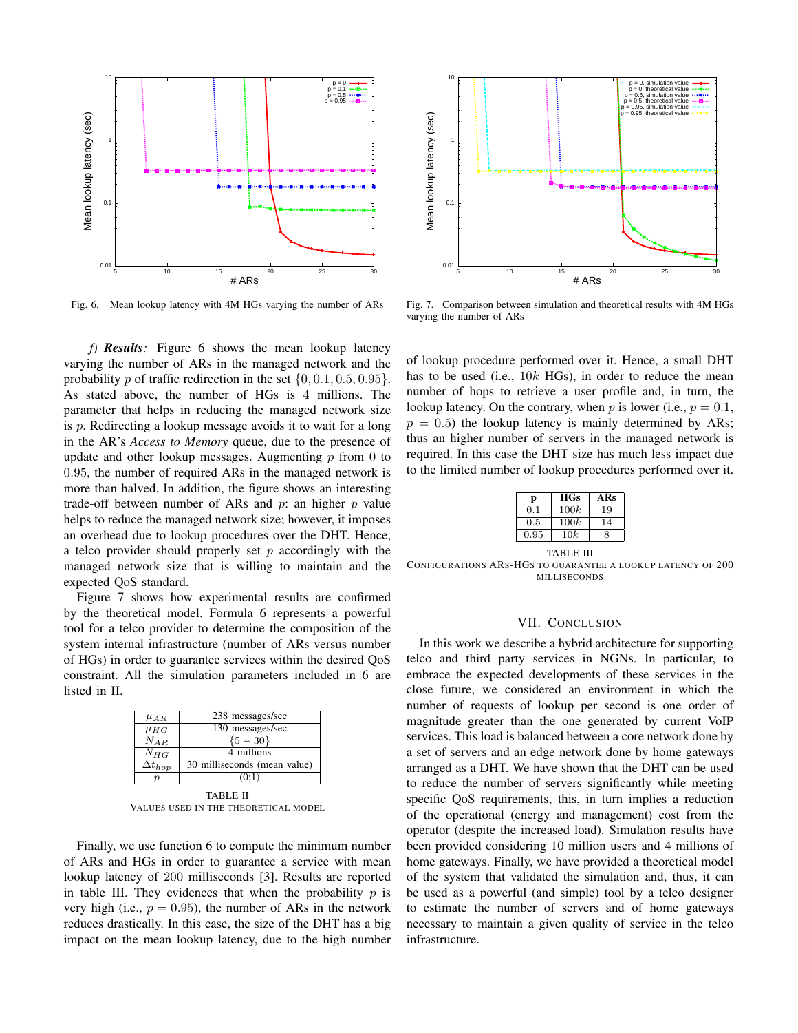Fig. 6. Mean lookup latency with 4M HGs varying the number of ARs

Fig. 7. Comparison between simulation and theoretical results with 4M HGs varying the number of ARs

*f) **Results**:* Figure 6 shows the mean lookup latency varying the number of ARs in the managed network and the probability $p$ of traffic redirection in the set $\{0, 0.1, 0.5, 0.95\}$. As stated above, the number of HGs is 4 millions. The parameter that helps in reducing the managed network size is $p$. Redirecting a lookup message avoids it to wait for a long in the AR's *Access to Memory* queue, due to the presence of update and other lookup messages. Augmenting $p$ from 0 to 0.95, the number of required ARs in the managed network is more than halved. In addition, the figure shows an interesting trade-off between number of ARs and $p$: an higher $p$ value helps to reduce the managed network size; however, it imposes an overhead due to lookup procedures over the DHT. Hence, a telco provider should properly set $p$ accordingly with the managed network size that is willing to maintain and the expected QoS standard.

Figure 7 shows how experimental results are confirmed by the theoretical model. Formula 6 represents a powerful tool for a telco provider to determine the composition of the system internal infrastructure (number of ARs versus number of HGs) in order to guarantee services within the desired QoS constraint. All the simulation parameters included in 6 are listed in II.

| | |
|---|---|
| $\mu_{AR}$ | 238 messages/sec |
| $\mu_{HG}$ | 130 messages/sec |
| $N_{AR}$ | $\{5-30\}$ |
| $N_{HG}$ | 4 millions |
| $\Delta t_{hop}$ | 30 milliseconds (mean value) |
| $p$ | (0;1) |

TABLE II
VALUES USED IN THE THEORETICAL MODEL

Finally, we use function 6 to compute the minimum number of ARs and HGs in order to guarantee a service with mean lookup latency of 200 milliseconds [3]. Results are reported in table III. They evidences that when the probability $p$ is very high (i.e., $p = 0.95$), the number of ARs in the network reduces drastically. In this case, the size of the DHT has a big impact on the mean lookup latency, due to the high number of lookup procedure performed over it. Hence, a small DHT has to be used (i.e., $10k$ HGs), in order to reduce the mean number of hops to retrieve a user profile and, in turn, the lookup latency. On the contrary, when $p$ is lower (i.e., $p = 0.1$, $p = 0.5$) the lookup latency is mainly determined by ARs; thus an higher number of servers in the managed network is required. In this case the DHT size has much less impact due to the limited number of lookup procedures performed over it.

| p | HGs | ARs |
|---|---|---|
| 0.1 | $100k$ | 19 |
| 0.5 | $100k$ | 14 |
| 0.95 | $10k$ | 8 |

TABLE III
CONFIGURATIONS ARS-HGS TO GUARANTEE A LOOKUP LATENCY OF 200 MILLISECONDS

## VII. Conclusion

In this work we describe a hybrid architecture for supporting telco and third party services in NGNs. In particular, to embrace the expected developments of these services in the close future, we considered an environment in which the number of requests of lookup per second is one order of magnitude greater than the one generated by current VoIP services. This load is balanced between a core network done by a set of servers and an edge network done by home gateways arranged as a DHT. We have shown that the DHT can be used to reduce the number of servers significantly while meeting specific QoS requirements, this, in turn implies a reduction of the operational (energy and management) cost from the operator (despite the increased load). Simulation results have been provided considering 10 million users and 4 millions of home gateways. Finally, we have provided a theoretical model of the system that validated the simulation and, thus, it can be used as a powerful (and simple) tool by a telco designer to estimate the number of servers and of home gateways necessary to maintain a given quality of service in the telco infrastructure.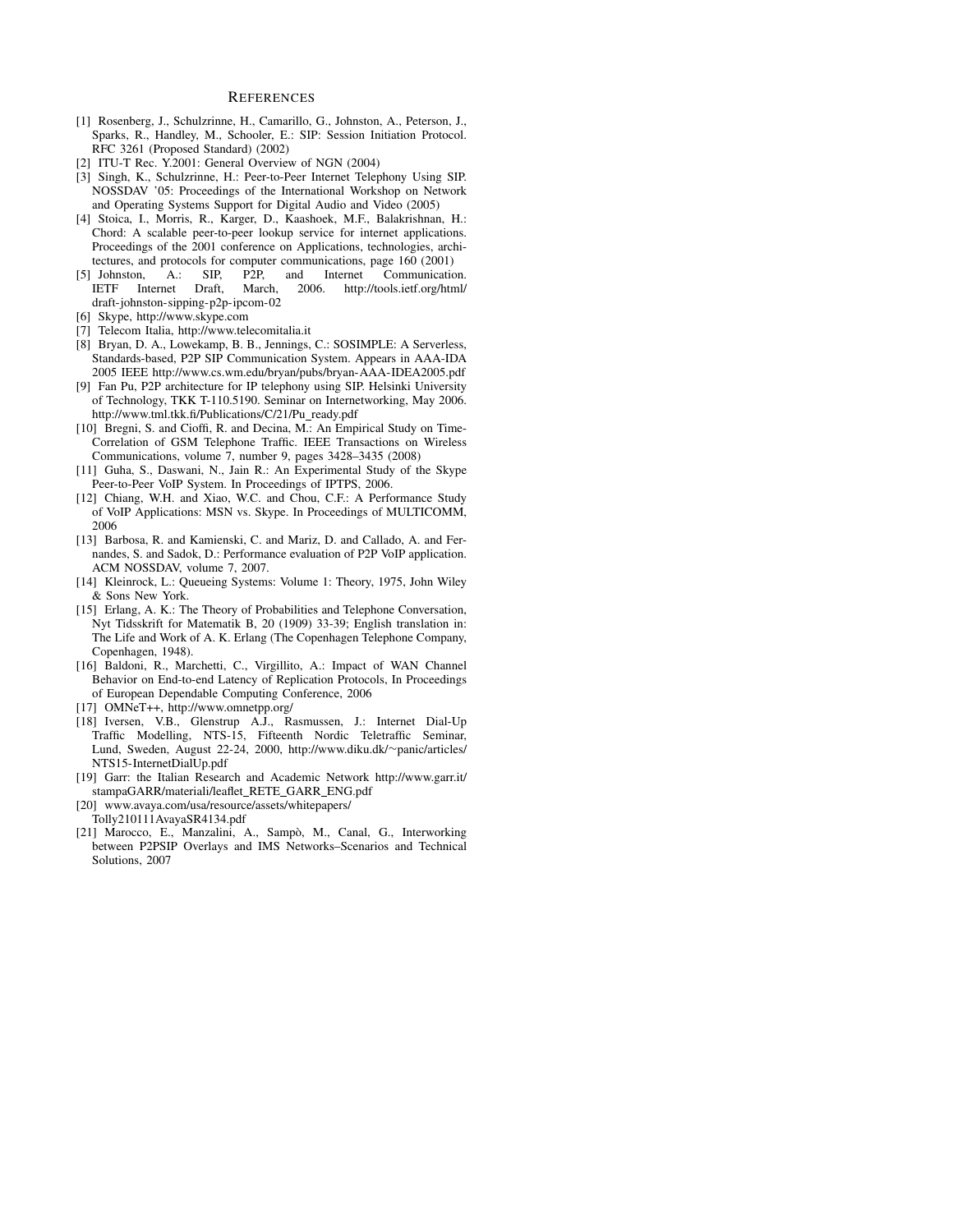## REFERENCES

[1] Rosenberg, J., Schulzrinne, H., Camarillo, G., Johnston, A., Peterson, J., Sparks, R., Handley, M., Schooler, E.: SIP: Session Initiation Protocol. RFC 3261 (Proposed Standard) (2002)

[2] ITU-T Rec. Y.2001: General Overview of NGN (2004)

[3] Singh, K., Schulzrinne, H.: Peer-to-Peer Internet Telephony Using SIP. NOSSDAV '05: Proceedings of the International Workshop on Network and Operating Systems Support for Digital Audio and Video (2005)

[4] Stoica, I., Morris, R., Karger, D., Kaashoek, M.F., Balakrishnan, H.: Chord: A scalable peer-to-peer lookup service for internet applications. Proceedings of the 2001 conference on Applications, technologies, architectures, and protocols for computer communications, page 160 (2001)

[5] Johnston, A.: SIP, P2P, and Internet Communication. IETF Internet Draft, March, 2006. http://tools.ietf.org/html/draft-johnston-sipping-p2p-ipcom-02

[6] Skype, http://www.skype.com

[7] Telecom Italia, http://www.telecomitalia.it

[8] Bryan, D. A., Lowekamp, B. B., Jennings, C.: SOSIMPLE: A Serverless, Standards-based, P2P SIP Communication System. Appears in AAA-IDA 2005 IEEE http://www.cs.wm.edu/bryan/pubs/bryan-AAA-IDEA2005.pdf

[9] Fan Pu, P2P architecture for IP telephony using SIP. Helsinki University of Technology, TKK T-110.5190. Seminar on Internetworking, May 2006. http://www.tml.tkk.fi/Publications/C/21/Pu_ready.pdf

[10] Bregni, S. and Cioffi, R. and Decina, M.: An Empirical Study on Time-Correlation of GSM Telephone Traffic. IEEE Transactions on Wireless Communications, volume 7, number 9, pages 3428–3435 (2008)

[11] Guha, S., Daswani, N., Jain R.: An Experimental Study of the Skype Peer-to-Peer VoIP System. In Proceedings of IPTPS, 2006.

[12] Chiang, W.H. and Xiao, W.C. and Chou, C.F.: A Performance Study of VoIP Applications: MSN vs. Skype. In Proceedings of MULTICOMM, 2006

[13] Barbosa, R. and Kamienski, C. and Mariz, D. and Callado, A. and Fernandes, S. and Sadok, D.: Performance evaluation of P2P VoIP application. ACM NOSSDAV, volume 7, 2007.

[14] Kleinrock, L.: Queueing Systems: Volume 1: Theory, 1975, John Wiley & Sons New York.

[15] Erlang, A. K.: The Theory of Probabilities and Telephone Conversation, Nyt Tidsskrift for Matematik B, 20 (1909) 33-39; English translation in: The Life and Work of A. K. Erlang (The Copenhagen Telephone Company, Copenhagen, 1948).

[16] Baldoni, R., Marchetti, C., Virgillito, A.: Impact of WAN Channel Behavior on End-to-end Latency of Replication Protocols, In Proceedings of European Dependable Computing Conference, 2006

[17] OMNeT++, http://www.omnetpp.org/

[18] Iversen, V.B., Glenstrup A.J., Rasmussen, J.: Internet Dial-Up Traffic Modelling, NTS-15, Fifteenth Nordic Teletraffic Seminar, Lund, Sweden, August 22-24, 2000, http://www.diku.dk/~panic/articles/NTS15-InternetDialUp.pdf

[19] Garr: the Italian Research and Academic Network http://www.garr.it/stampaGARR/materiali/leaflet_RETE_GARR_ENG.pdf

[20] www.avaya.com/usa/resource/assets/whitepapers/Tolly210111AvayaSR4134.pdf

[21] Marocco, E., Manzalini, A., Sampò, M., Canal, G., Interworking between P2PSIP Overlays and IMS Networks–Scenarios and Technical Solutions, 2007